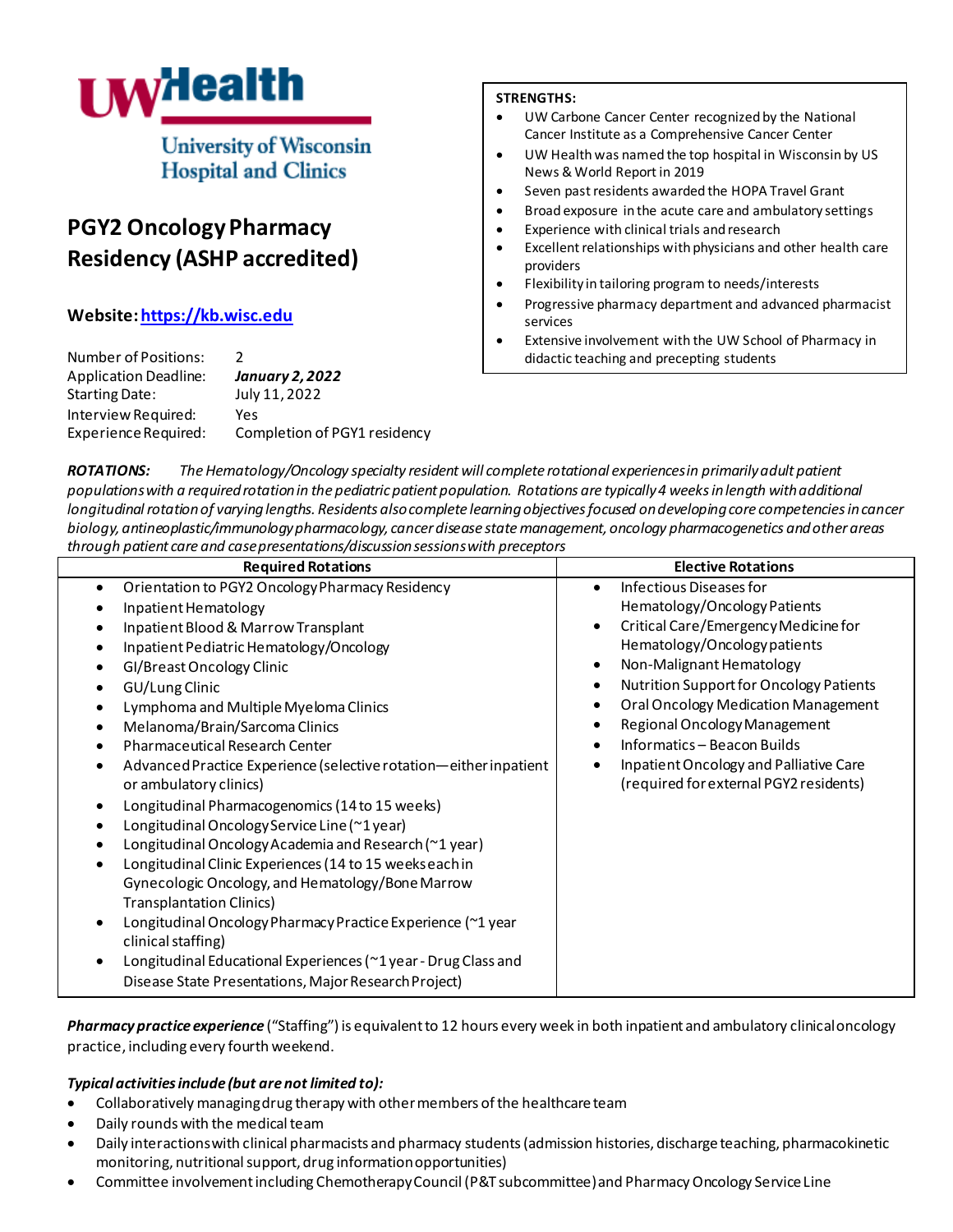UW Health

University of Wisconsin Hospital and Clinics

# PGY2 Oncology Pharmacy Residency (ASHP accredited)

**Website: https://kb.wisc.edu**

| | |
|---|---|
| Number of Positions: | 2 |
| Application Deadline: | ***January 2, 2022*** |
| Starting Date: | July 11, 2022 |
| Interview Required: | Yes |
| Experience Required: | Completion of PGY1 residency |

**STRENGTHS:**

- UW Carbone Cancer Center recognized by the National Cancer Institute as a Comprehensive Cancer Center
- UW Health was named the top hospital in Wisconsin by US News & World Report in 2019
- Seven past residents awarded the HOPA Travel Grant
- Broad exposure in the acute care and ambulatory settings
- Experience with clinical trials and research
- Excellent relationships with physicians and other health care providers
- Flexibility in tailoring program to needs/interests
- Progressive pharmacy department and advanced pharmacist services
- Extensive involvement with the UW School of Pharmacy in didactic teaching and precepting students

***ROTATIONS:*** *The Hematology/Oncology specialty resident will complete rotational experiences in primarily adult patient populations with a required rotation in the pediatric patient population. Rotations are typically 4 weeks in length with additional longitudinal rotation of varying lengths. Residents also complete learning objectives focused on developing core competencies in cancer biology, antineoplastic/immunology pharmacology, cancer disease state management, oncology pharmacogenetics and other areas through patient care and case presentations/discussion sessions with preceptors*

| Required Rotations | Elective Rotations |
|---|---|
| • Orientation to PGY2 Oncology Pharmacy Residency<br>• Inpatient Hematology<br>• Inpatient Blood & Marrow Transplant<br>• Inpatient Pediatric Hematology/Oncology<br>• GI/Breast Oncology Clinic<br>• GU/Lung Clinic<br>• Lymphoma and Multiple Myeloma Clinics<br>• Melanoma/Brain/Sarcoma Clinics<br>• Pharmaceutical Research Center<br>• Advanced Practice Experience (selective rotation—either inpatient or ambulatory clinics)<br>• Longitudinal Pharmacogenomics (14 to 15 weeks)<br>• Longitudinal Oncology Service Line (~1 year)<br>• Longitudinal Oncology Academia and Research (~1 year)<br>• Longitudinal Clinic Experiences (14 to 15 weeks each in Gynecologic Oncology, and Hematology/Bone Marrow Transplantation Clinics)<br>• Longitudinal Oncology Pharmacy Practice Experience (~1 year clinical staffing)<br>• Longitudinal Educational Experiences (~1 year - Drug Class and Disease State Presentations, Major Research Project) | • Infectious Diseases for Hematology/Oncology Patients<br>• Critical Care/Emergency Medicine for Hematology/Oncology patients<br>• Non-Malignant Hematology<br>• Nutrition Support for Oncology Patients<br>• Oral Oncology Medication Management<br>• Regional Oncology Management<br>• Informatics – Beacon Builds<br>• Inpatient Oncology and Palliative Care (required for external PGY2 residents) |

***Pharmacy practice experience*** ("Staffing") is equivalent to 12 hours every week in both inpatient and ambulatory clinical oncology practice, including every fourth weekend.

***Typical activities include (but are not limited to):***

- Collaboratively managing drug therapy with other members of the healthcare team
- Daily rounds with the medical team
- Daily interactions with clinical pharmacists and pharmacy students (admission histories, discharge teaching, pharmacokinetic monitoring, nutritional support, drug information opportunities)
- Committee involvement including Chemotherapy Council (P&T subcommittee) and Pharmacy Oncology Service Line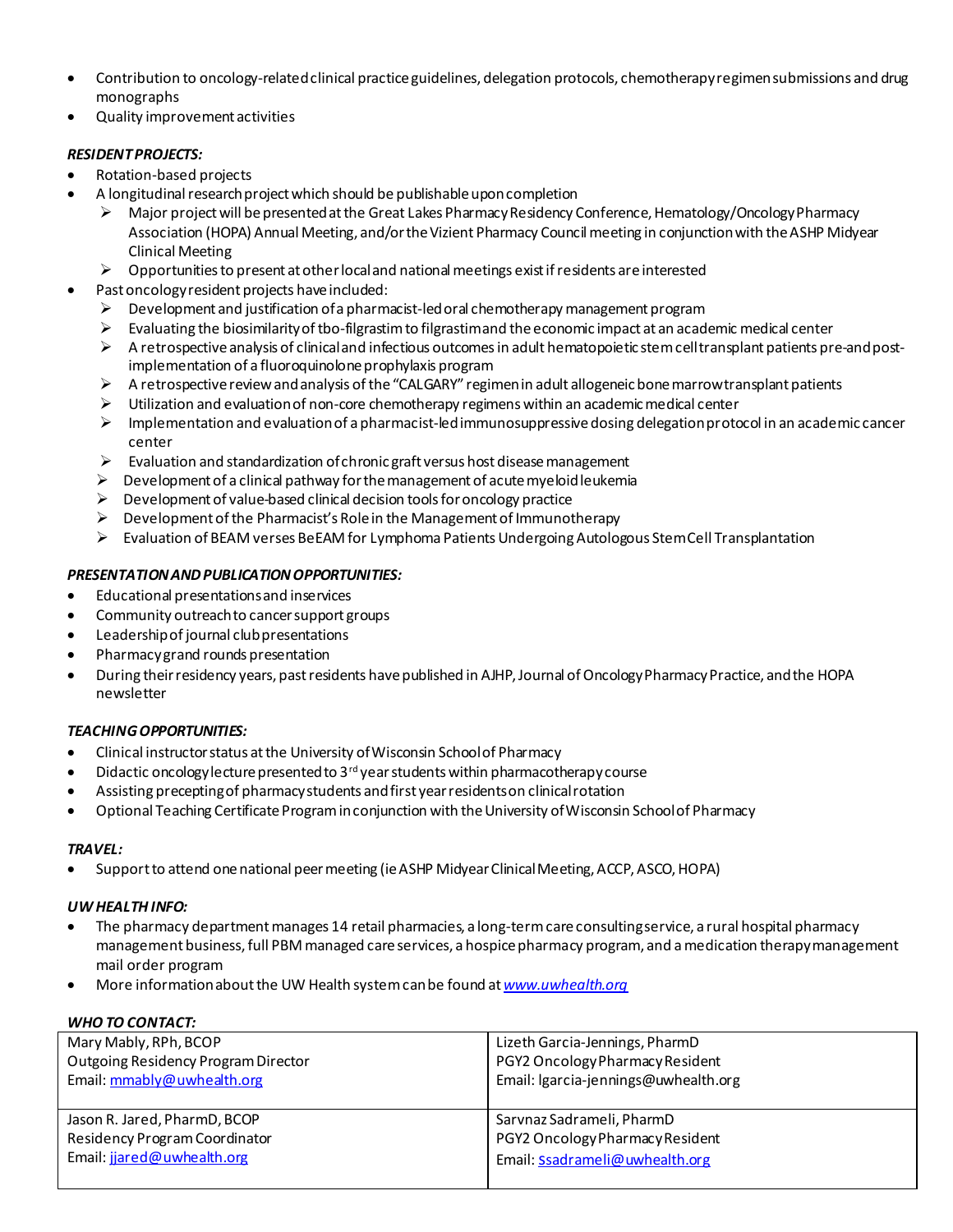- Contribution to oncology-related clinical practice guidelines, delegation protocols, chemotherapy regimen submissions and drug monographs
- Quality improvement activities

***RESIDENT PROJECTS:***

- Rotation-based projects
- A longitudinal research project which should be publishable upon completion
  - Major project will be presented at the Great Lakes Pharmacy Residency Conference, Hematology/Oncology Pharmacy Association (HOPA) Annual Meeting, and/or the Vizient Pharmacy Council meeting in conjunction with the ASHP Midyear Clinical Meeting
  - Opportunities to present at other local and national meetings exist if residents are interested
- Past oncology resident projects have included:
  - Development and justification of a pharmacist-led oral chemotherapy management program
  - Evaluating the biosimilarity of tbo-filgrastim to filgrastim and the economic impact at an academic medical center
  - A retrospective analysis of clinical and infectious outcomes in adult hematopoietic stem cell transplant patients pre-and post-implementation of a fluoroquinolone prophylaxis program
  - A retrospective review and analysis of the "CALGARY" regimen in adult allogeneic bone marrow transplant patients
  - Utilization and evaluation of non-core chemotherapy regimens within an academic medical center
  - Implementation and evaluation of a pharmacist-led immunosuppressive dosing delegation protocol in an academic cancer center
  - Evaluation and standardization of chronic graft versus host disease management
  - Development of a clinical pathway for the management of acute myeloid leukemia
  - Development of value-based clinical decision tools for oncology practice
  - Development of the Pharmacist's Role in the Management of Immunotherapy
  - Evaluation of BEAM verses BeEAM for Lymphoma Patients Undergoing Autologous Stem Cell Transplantation

***PRESENTATION AND PUBLICATION OPPORTUNITIES:***

- Educational presentations and inservices
- Community outreach to cancer support groups
- Leadership of journal club presentations
- Pharmacy grand rounds presentation
- During their residency years, past residents have published in AJHP, Journal of Oncology Pharmacy Practice, and the HOPA newsletter

***TEACHING OPPORTUNITIES:***

- Clinical instructor status at the University of Wisconsin School of Pharmacy
- Didactic oncology lecture presented to 3rd year students within pharmacotherapy course
- Assisting precepting of pharmacy students and first year residents on clinical rotation
- Optional Teaching Certificate Program in conjunction with the University of Wisconsin School of Pharmacy

***TRAVEL:***

- Support to attend one national peer meeting (ie ASHP Midyear Clinical Meeting, ACCP, ASCO, HOPA)

***UW HEALTH INFO:***

- The pharmacy department manages 14 retail pharmacies, a long-term care consulting service, a rural hospital pharmacy management business, full PBM managed care services, a hospice pharmacy program, and a medication therapy management mail order program
- More information about the UW Health system can be found at *www.uwhealth.org*

***WHO TO CONTACT:***

| | |
|---|---|
| Mary Mably, RPh, BCOP<br>Outgoing Residency Program Director<br>Email: mmably@uwhealth.org | Lizeth Garcia-Jennings, PharmD<br>PGY2 Oncology Pharmacy Resident<br>Email: lgarcia-jennings@uwhealth.org |
| Jason R. Jared, PharmD, BCOP<br>Residency Program Coordinator<br>Email: jjared@uwhealth.org | Sarvnaz Sadrameli, PharmD<br>PGY2 Oncology Pharmacy Resident<br>Email: ssadrameli@uwhealth.org |